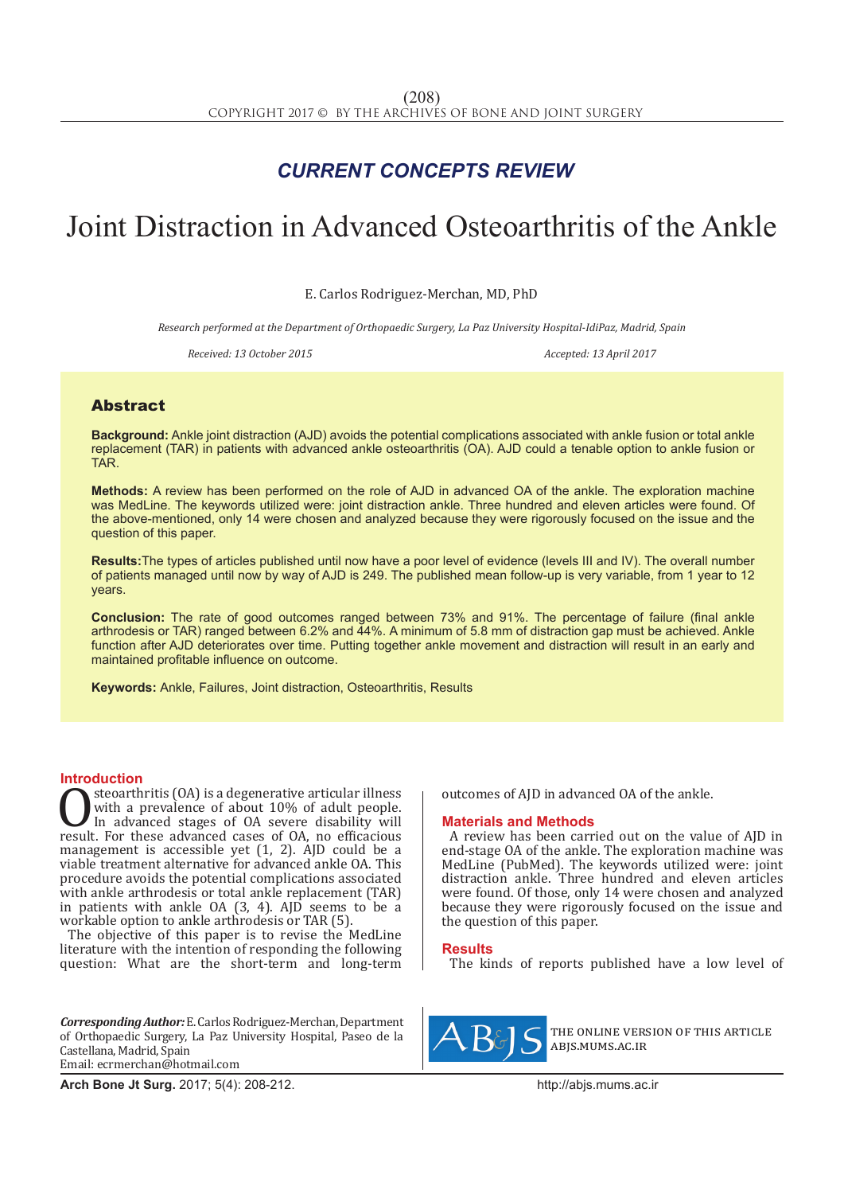## CURRENT CONCEPTS REVIEW

# Joint Distraction in Advanced Osteoarthritis of the Ankle

E. Carlos Rodriguez-Merchan, MD, PhD

*Research performed at the Department of Orthopaedic Surgery, La Paz University Hospital-IdiPaz, Madrid, Spain*

*Received: 13 October 2015* *Accepted: 13 April 2017*

## Abstract

**Background:** Ankle joint distraction (AJD) avoids the potential complications associated with ankle fusion or total ankle replacement (TAR) in patients with advanced ankle osteoarthritis (OA). AJD could a tenable option to ankle fusion or TAR.

**Methods:** A review has been performed on the role of AJD in advanced OA of the ankle. The exploration machine was MedLine. The keywords utilized were: joint distraction ankle. Three hundred and eleven articles were found. Of the above-mentioned, only 14 were chosen and analyzed because they were rigorously focused on the issue and the question of this paper.

**Results:**The types of articles published until now have a poor level of evidence (levels III and IV). The overall number of patients managed until now by way of AJD is 249. The published mean follow-up is very variable, from 1 year to 12 years.

**Conclusion:** The rate of good outcomes ranged between 73% and 91%. The percentage of failure (final ankle arthrodesis or TAR) ranged between 6.2% and 44%. A minimum of 5.8 mm of distraction gap must be achieved. Ankle function after AJD deteriorates over time. Putting together ankle movement and distraction will result in an early and maintained profitable influence on outcome.

**Keywords:** Ankle, Failures, Joint distraction, Osteoarthritis, Results

## Introduction

Osteoarthritis (OA) is a degenerative articular illness with a prevalence of about 10% of adult people. In advanced stages of OA severe disability will result. For these advanced cases of OA, no efficacious management is accessible yet (1, 2). AJD could be a viable treatment alternative for advanced ankle OA. This procedure avoids the potential complications associated with ankle arthrodesis or total ankle replacement (TAR) in patients with ankle OA (3, 4). AJD seems to be a workable option to ankle arthrodesis or TAR (5).

The objective of this paper is to revise the MedLine literature with the intention of responding the following question: What are the short-term and long-term outcomes of AJD in advanced OA of the ankle.

## Materials and Methods

A review has been carried out on the value of AJD in end-stage OA of the ankle. The exploration machine was MedLine (PubMed). The keywords utilized were: joint distraction ankle. Three hundred and eleven articles were found. Of those, only 14 were chosen and analyzed because they were rigorously focused on the issue and the question of this paper.

## Results

The kinds of reports published have a low level of

***Corresponding Author:*** E. Carlos Rodriguez-Merchan, Department of Orthopaedic Surgery, La Paz University Hospital, Paseo de la Castellana, Madrid, Spain
Email: ecrmerchan@hotmail.com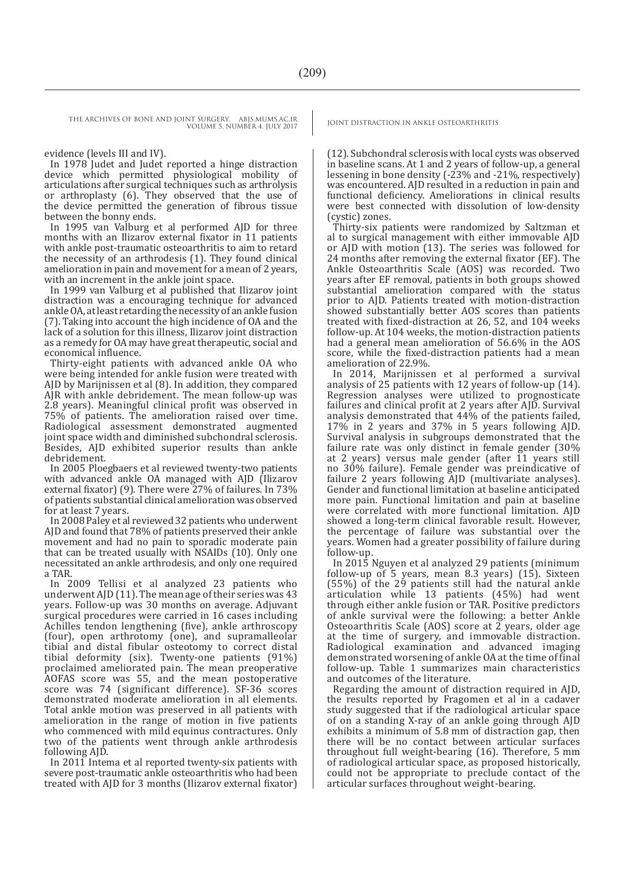evidence (levels III and IV).

In 1978 Judet and Judet reported a hinge distraction device which permitted physiological mobility of articulations after surgical techniques such as arthrolysis or arthroplasty (6). They observed that the use of the device permitted the generation of fibrous tissue between the bonny ends.

In 1995 van Valburg et al performed AJD for three months with an Ilizarov external fixator in 11 patients with ankle post-traumatic osteoarthritis to aim to retard the necessity of an arthrodesis (1). They found clinical amelioration in pain and movement for a mean of 2 years, with an increment in the ankle joint space.

In 1999 van Valburg et al published that Ilizarov joint distraction was a encouraging technique for advanced ankle OA, at least retarding the necessity of an ankle fusion (7). Taking into account the high incidence of OA and the lack of a solution for this illness, Ilizarov joint distraction as a remedy for OA may have great therapeutic, social and economical influence.

Thirty-eight patients with advanced ankle OA who were being intended for ankle fusion were treated with AJD by Marijnissen et al (8). In addition, they compared AJR with ankle debridement. The mean follow-up was 2.8 years). Meaningful clinical profit was observed in 75% of patients. The amelioration raised over time. Radiological assessment demonstrated augmented joint space width and diminished subchondral sclerosis. Besides, AJD exhibited superior results than ankle debridement.

In 2005 Ploegbaers et al reviewed twenty-two patients with advanced ankle OA managed with AJD (Ilizarov external fixator) (9). There were 27% of failures. In 73% of patients substantial clinical amelioration was observed for at least 7 years.

In 2008 Paley et al reviewed 32 patients who underwent AJD and found that 78% of patients preserved their ankle movement and had no pain to sporadic moderate pain that can be treated usually with NSAIDs (10). Only one necessitated an ankle arthrodesis, and only one required a TAR.

In 2009 Tellisi et al analyzed 23 patients who underwent AJD (11). The mean age of their series was 43 years. Follow-up was 30 months on average. Adjuvant surgical procedures were carried in 16 cases including Achilles tendon lengthening (five), ankle arthroscopy (four), open arthrotomy (one), and supramalleolar tibial and distal fibular osteotomy to correct distal tibial deformity (six). Twenty-one patients (91%) proclaimed ameliorated pain. The mean preoperative AOFAS score was 55, and the mean postoperative score was 74 (significant difference). SF-36 scores demonstrated moderate amelioration in all elements. Total ankle motion was preserved in all patients with amelioration in the range of motion in five patients who commenced with mild equinus contractures. Only two of the patients went through ankle arthrodesis following AJD.

In 2011 Intema et al reported twenty-six patients with severe post-traumatic ankle osteoarthritis who had been treated with AJD for 3 months (Ilizarov external fixator) (12). Subchondral sclerosis with local cysts was observed in baseline scans. At 1 and 2 years of follow-up, a general lessening in bone density (-23% and -21%, respectively) was encountered. AJD resulted in a reduction in pain and functional deficiency. Ameliorations in clinical results were best connected with dissolution of low-density (cystic) zones.

Thirty-six patients were randomized by Saltzman et al to surgical management with either immovable AJD or AJD with motion (13). The series was followed for 24 months after removing the external fixator (EF). The Ankle Osteoarthritis Scale (AOS) was recorded. Two years after EF removal, patients in both groups showed substantial amelioration compared with the status prior to AJD. Patients treated with motion-distraction showed substantially better AOS scores than patients treated with fixed-distraction at 26, 52, and 104 weeks follow-up. At 104 weeks, the motion-distraction patients had a general mean amelioration of 56.6% in the AOS score, while the fixed-distraction patients had a mean amelioration of 22.9%.

In 2014, Marijnissen et al performed a survival analysis of 25 patients with 12 years of follow-up (14). Regression analyses were utilized to prognosticate failures and clinical profit at 2 years after AJD. Survival analysis demonstrated that 44% of the patients failed, 17% in 2 years and 37% in 5 years following AJD. Survival analysis in subgroups demonstrated that the failure rate was only distinct in female gender (30% at 2 years) versus male gender (after 11 years still no 30% failure). Female gender was preindicative of failure 2 years following AJD (multivariate analyses). Gender and functional limitation at baseline anticipated more pain. Functional limitation and pain at baseline were correlated with more functional limitation. AJD showed a long-term clinical favorable result. However, the percentage of failure was substantial over the years. Women had a greater possibility of failure during follow-up.

In 2015 Nguyen et al analyzed 29 patients (minimum follow-up of 5 years, mean 8.3 years) (15). Sixteen (55%) of the 29 patients still had the natural ankle articulation while 13 patients (45%) had went through either ankle fusion or TAR. Positive predictors of ankle survival were the following: a better Ankle Osteoarthritis Scale (AOS) score at 2 years, older age at the time of surgery, and immovable distraction. Radiological examination and advanced imaging demonstrated worsening of ankle OA at the time of final follow-up. Table 1 summarizes main characteristics and outcomes of the literature.

Regarding the amount of distraction required in AJD, the results reported by Fragomen et al in a cadaver study suggested that if the radiological articular space of on a standing X-ray of an ankle going through AJD exhibits a minimum of 5.8 mm of distraction gap, then there will be no contact between articular surfaces throughout full weight-bearing (16). Therefore, 5 mm of radiological articular space, as proposed historically, could not be appropriate to preclude contact of the articular surfaces throughout weight-bearing.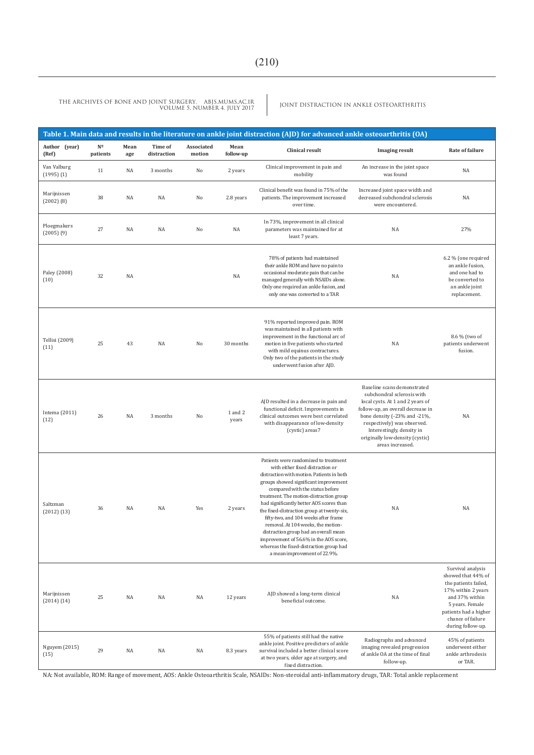**Table 1. Main data and results in the literature on ankle joint distraction (AJD) for advanced ankle osteoarthritis (OA)**

| Author (year) (Ref) | Nº patients | Mean age | Time of distraction | Associated motion | Mean follow-up | Clinical result | Imaging result | Rate of failure |
|---|---|---|---|---|---|---|---|---|
| Van Valburg (1995) (1) | 11 | NA | 3 months | No | 2 years | Clinical improvement in pain and mobility | An increase in the joint space was found | NA |
| Marijnissen (2002) (8) | 38 | NA | NA | No | 2.8 years | Clinical benefit was found in 75% of the patients. The improvement increased over time. | Increased joint space width and decreased subchondral sclerosis were encountered. | NA |
| Ploegmakers (2005) (9) | 27 | NA | NA | No | NA | In 73%, improvement in all clinical parameters was maintained for at least 7 years. | NA | 27% |
| Paley (2008) (10) | 32 | NA | | | NA | 78% of patients had maintained their ankle ROM and have no pain to occasional moderate pain that can be managed generally with NSAIDs alone. Only one required an ankle fusion, and only one was converted to a TAR | NA | 6.2 % (one required an ankle fusion, and one had to be converted to an ankle joint replacement. |
| Tellisi (2009) (11) | 25 | 43 | NA | No | 30 months | 91% reported improved pain. ROM was maintained in all patients with improvement in the functional arc of motion in five patients who started with mild equinus contractures. Only two of the patients in the study underwent fusion after AJD. | NA | 8.6 % (two of patients underwent fusion. |
| Intema (2011) (12) | 26 | NA | 3 months | No | 1 and 2 years | AJD resulted in a decrease in pain and functional deficit. Improvements in clinical outcomes were best correlated with disappearance of low-density (cystic) areas7 | Baseline scans demonstrated subchondral sclerosis with local cysts. At 1 and 2 years of follow-up, an overall decrease in bone density (-23% and -21%, respectively) was observed. Interestingly, density in originally low-density (cystic) areas increased. | NA |
| Saltzman (2012) (13) | 36 | NA | NA | Yes | 2 years | Patients were randomized to treatment with either fixed distraction or distraction with motion. Patients in both groups showed significant improvement compared with the status before treatment. The motion-distraction group had significantly better AOS scores than the fixed-distraction group at twenty-six, fifty-two, and 104 weeks after frame removal. At 104 weeks, the motion-distraction group had an overall mean improvement of 56.6% in the AOS score, whereas the fixed-distraction group had a mean improvement of 22.9%. | NA | NA |
| Marijnissen (2014) (14) | 25 | NA | NA | NA | 12 years | AJD showed a long-term clinical beneficial outcome. | NA | Survival analysis showed that 44% of the patients failed, 17% within 2 years and 37% within 5 years. Female patients had a higher chance of failure during follow-up. |
| Nguyem (2015) (15) | 29 | NA | NA | NA | 8.3 years | 55% of patients still had the native ankle joint. Positive predictors of ankle survival included a better clinical score at two years, older age at surgery, and fixed distraction. | Radiographs and advanced imaging revealed progression of ankle OA at the time of final follow-up. | 45% of patients underwent either ankle arthrodesis or TAR. |

NA: Not available, ROM: Range of movement, AOS: Ankle Osteoarthritis Scale, NSAIDs: Non-steroidal anti-inflammatory drugs, TAR: Total ankle replacement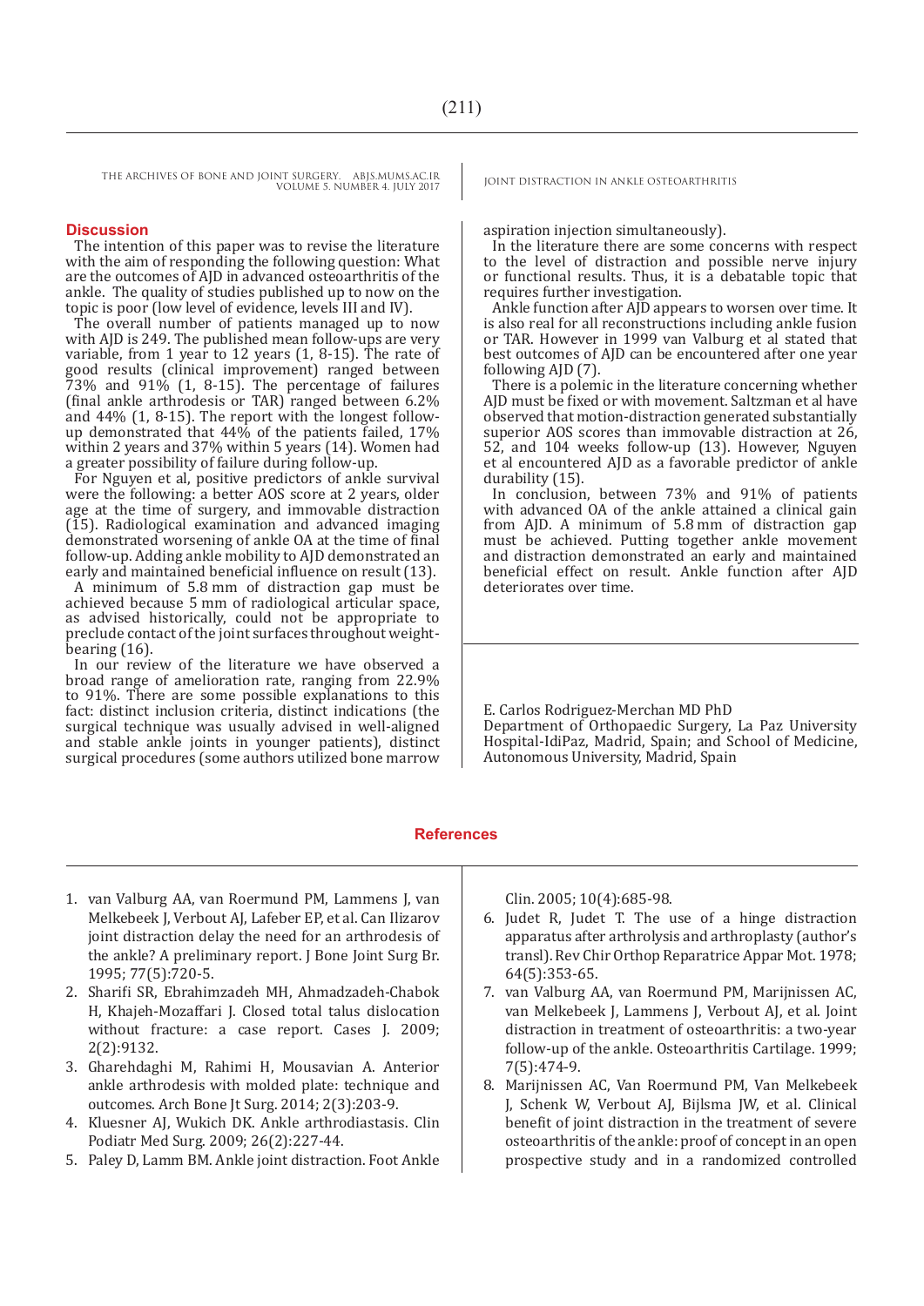## Discussion

The intention of this paper was to revise the literature with the aim of responding the following question: What are the outcomes of AJD in advanced osteoarthritis of the ankle. The quality of studies published up to now on the topic is poor (low level of evidence, levels III and IV).

The overall number of patients managed up to now with AJD is 249. The published mean follow-ups are very variable, from 1 year to 12 years (1, 8-15). The rate of good results (clinical improvement) ranged between 73% and 91% (1, 8-15). The percentage of failures (final ankle arthrodesis or TAR) ranged between 6.2% and 44% (1, 8-15). The report with the longest follow-up demonstrated that 44% of the patients failed, 17% within 2 years and 37% within 5 years (14). Women had a greater possibility of failure during follow-up.

For Nguyen et al, positive predictors of ankle survival were the following: a better AOS score at 2 years, older age at the time of surgery, and immovable distraction (15). Radiological examination and advanced imaging demonstrated worsening of ankle OA at the time of final follow-up. Adding ankle mobility to AJD demonstrated an early and maintained beneficial influence on result (13).

A minimum of 5.8 mm of distraction gap must be achieved because 5 mm of radiological articular space, as advised historically, could not be appropriate to preclude contact of the joint surfaces throughout weight-bearing (16).

In our review of the literature we have observed a broad range of amelioration rate, ranging from 22.9% to 91%. There are some possible explanations to this fact: distinct inclusion criteria, distinct indications (the surgical technique was usually advised in well-aligned and stable ankle joints in younger patients), distinct surgical procedures (some authors utilized bone marrow aspiration injection simultaneously).

In the literature there are some concerns with respect to the level of distraction and possible nerve injury or functional results. Thus, it is a debatable topic that requires further investigation.

Ankle function after AJD appears to worsen over time. It is also real for all reconstructions including ankle fusion or TAR. However in 1999 van Valburg et al stated that best outcomes of AJD can be encountered after one year following AJD (7).

There is a polemic in the literature concerning whether AJD must be fixed or with movement. Saltzman et al have observed that motion-distraction generated substantially superior AOS scores than immovable distraction at 26, 52, and 104 weeks follow-up (13). However, Nguyen et al encountered AJD as a favorable predictor of ankle durability (15).

In conclusion, between 73% and 91% of patients with advanced OA of the ankle attained a clinical gain from AJD. A minimum of 5.8 mm of distraction gap must be achieved. Putting together ankle movement and distraction demonstrated an early and maintained beneficial effect on result. Ankle function after AJD deteriorates over time.

E. Carlos Rodriguez-Merchan MD PhD
Department of Orthopaedic Surgery, La Paz University Hospital-IdiPaz, Madrid, Spain; and School of Medicine, Autonomous University, Madrid, Spain

## References

1. van Valburg AA, van Roermund PM, Lammens J, van Melkebeek J, Verbout AJ, Lafeber EP, et al. Can Ilizarov joint distraction delay the need for an arthrodesis of the ankle? A preliminary report. J Bone Joint Surg Br. 1995; 77(5):720-5.
2. Sharifi SR, Ebrahimzadeh MH, Ahmadzadeh-Chabok H, Khajeh-Mozaffari J. Closed total talus dislocation without fracture: a case report. Cases J. 2009; 2(2):9132.
3. Gharehdaghi M, Rahimi H, Mousavian A. Anterior ankle arthrodesis with molded plate: technique and outcomes. Arch Bone Jt Surg. 2014; 2(3):203-9.
4. Kluesner AJ, Wukich DK. Ankle arthrodiastasis. Clin Podiatr Med Surg. 2009; 26(2):227-44.
5. Paley D, Lamm BM. Ankle joint distraction. Foot Ankle Clin. 2005; 10(4):685-98.
6. Judet R, Judet T. The use of a hinge distraction apparatus after arthrolysis and arthroplasty (author's transl). Rev Chir Orthop Reparatrice Appar Mot. 1978; 64(5):353-65.
7. van Valburg AA, van Roermund PM, Marijnissen AC, van Melkebeek J, Lammens J, Verbout AJ, et al. Joint distraction in treatment of osteoarthritis: a two-year follow-up of the ankle. Osteoarthritis Cartilage. 1999; 7(5):474-9.
8. Marijnissen AC, Van Roermund PM, Van Melkebeek J, Schenk W, Verbout AJ, Bijlsma JW, et al. Clinical benefit of joint distraction in the treatment of severe osteoarthritis of the ankle: proof of concept in an open prospective study and in a randomized controlled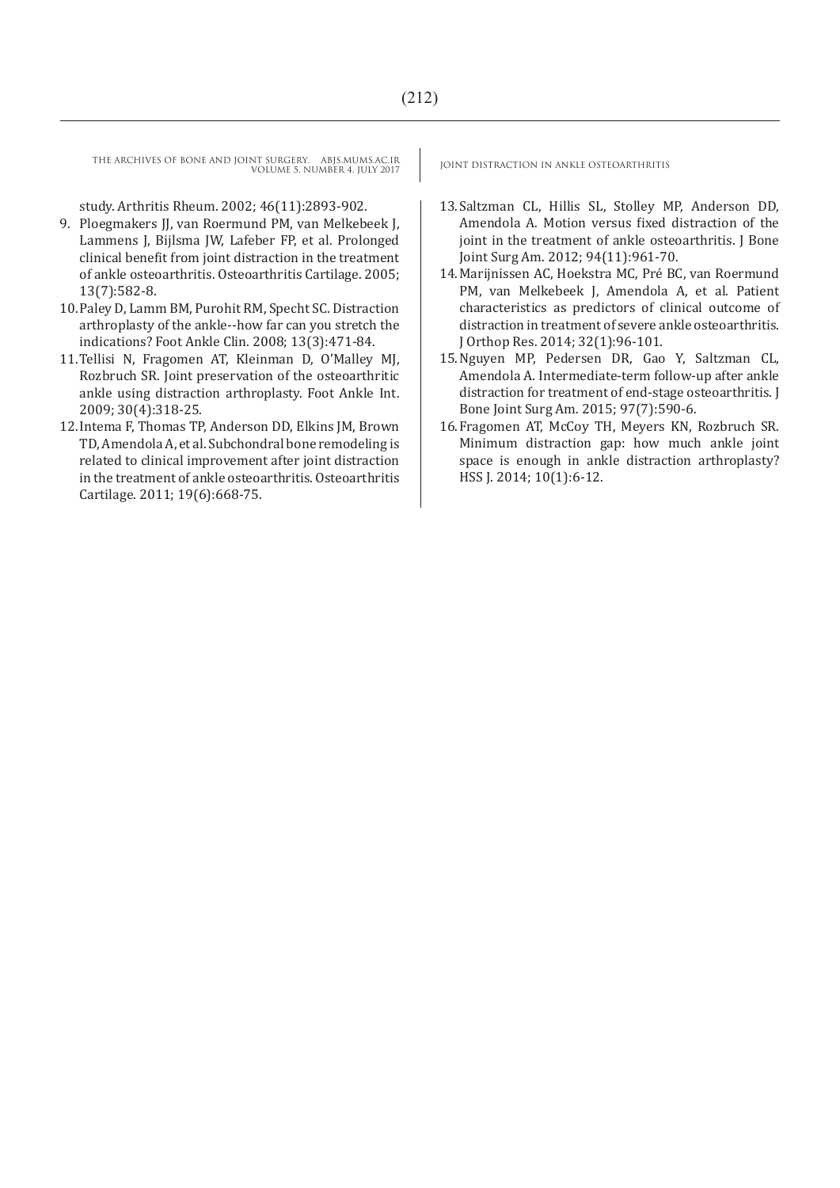study. Arthritis Rheum. 2002; 46(11):2893-902.

9. Ploegmakers JJ, van Roermund PM, van Melkebeek J, Lammens J, Bijlsma JW, Lafeber FP, et al. Prolonged clinical benefit from joint distraction in the treatment of ankle osteoarthritis. Osteoarthritis Cartilage. 2005; 13(7):582-8.
10. Paley D, Lamm BM, Purohit RM, Specht SC. Distraction arthroplasty of the ankle--how far can you stretch the indications? Foot Ankle Clin. 2008; 13(3):471-84.
11. Tellisi N, Fragomen AT, Kleinman D, O'Malley MJ, Rozbruch SR. Joint preservation of the osteoarthritic ankle using distraction arthroplasty. Foot Ankle Int. 2009; 30(4):318-25.
12. Intema F, Thomas TP, Anderson DD, Elkins JM, Brown TD, Amendola A, et al. Subchondral bone remodeling is related to clinical improvement after joint distraction in the treatment of ankle osteoarthritis. Osteoarthritis Cartilage. 2011; 19(6):668-75.
13. Saltzman CL, Hillis SL, Stolley MP, Anderson DD, Amendola A. Motion versus fixed distraction of the joint in the treatment of ankle osteoarthritis. J Bone Joint Surg Am. 2012; 94(11):961-70.
14. Marijnissen AC, Hoekstra MC, Pré BC, van Roermund PM, van Melkebeek J, Amendola A, et al. Patient characteristics as predictors of clinical outcome of distraction in treatment of severe ankle osteoarthritis. J Orthop Res. 2014; 32(1):96-101.
15. Nguyen MP, Pedersen DR, Gao Y, Saltzman CL, Amendola A. Intermediate-term follow-up after ankle distraction for treatment of end-stage osteoarthritis. J Bone Joint Surg Am. 2015; 97(7):590-6.
16. Fragomen AT, McCoy TH, Meyers KN, Rozbruch SR. Minimum distraction gap: how much ankle joint space is enough in ankle distraction arthroplasty? HSS J. 2014; 10(1):6-12.